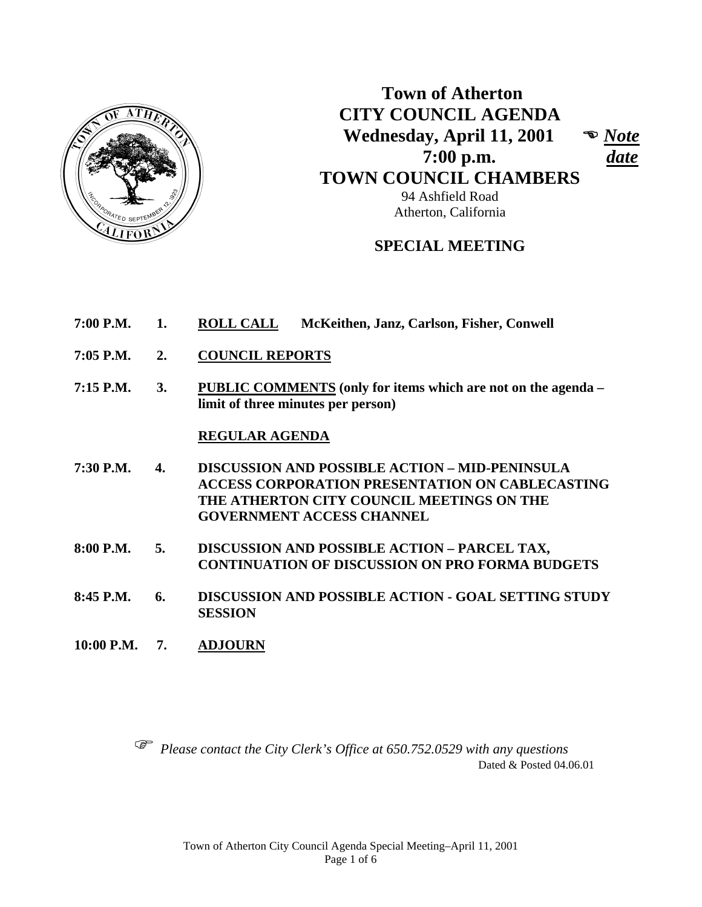# Town of Atherton
# CITY COUNCIL AGENDA
## Wednesday, April 11, 2001 ☜ *Note date*
## 7:00 p.m.
## TOWN COUNCIL CHAMBERS

94 Ashfield Road
Atherton, California

## SPECIAL MEETING

**7:00 P.M. 1. ROLL CALL McKeithen, Janz, Carlson, Fisher, Conwell**

**7:05 P.M. 2. COUNCIL REPORTS**

**7:15 P.M. 3. PUBLIC COMMENTS (only for items which are not on the agenda – limit of three minutes per person)**

**REGULAR AGENDA**

**7:30 P.M. 4. DISCUSSION AND POSSIBLE ACTION – MID-PENINSULA ACCESS CORPORATION PRESENTATION ON CABLECASTING THE ATHERTON CITY COUNCIL MEETINGS ON THE GOVERNMENT ACCESS CHANNEL**

**8:00 P.M. 5. DISCUSSION AND POSSIBLE ACTION – PARCEL TAX, CONTINUATION OF DISCUSSION ON PRO FORMA BUDGETS**

**8:45 P.M. 6. DISCUSSION AND POSSIBLE ACTION - GOAL SETTING STUDY SESSION**

**10:00 P.M. 7. ADJOURN**

☞ *Please contact the City Clerk's Office at 650.752.0529 with any questions*

Dated & Posted 04.06.01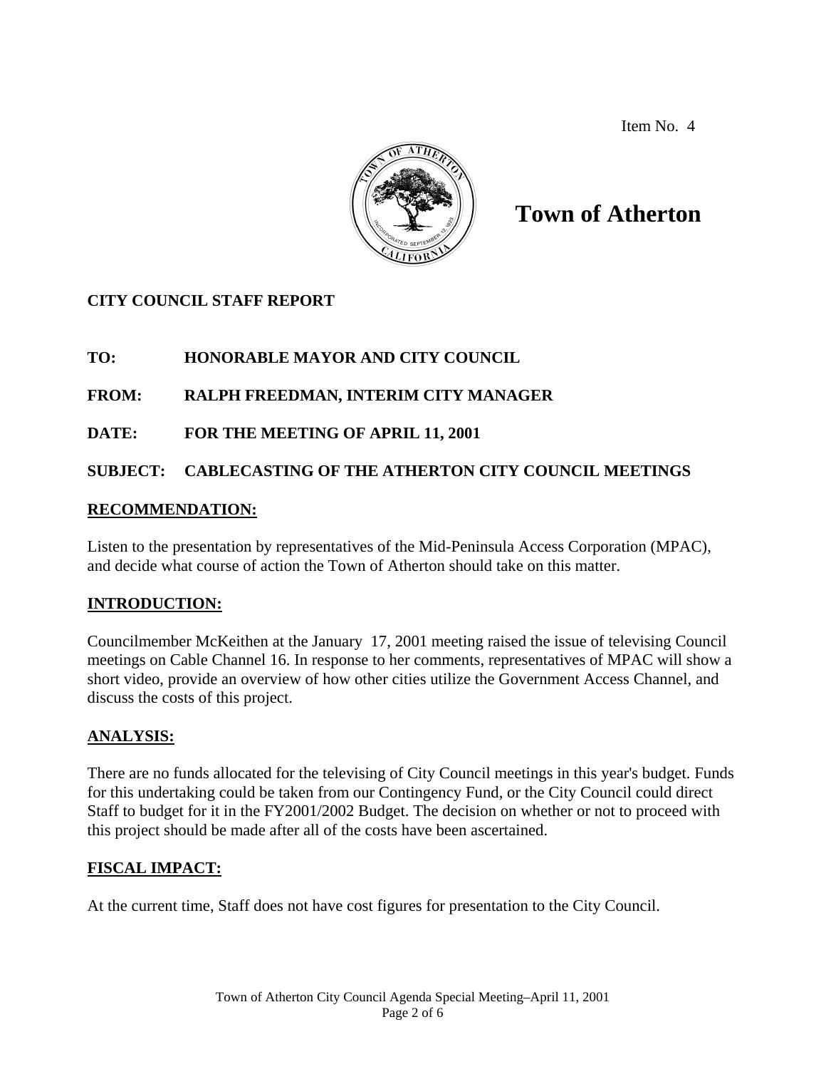Item No. 4

# Town of Atherton

**CITY COUNCIL STAFF REPORT**

**TO:** HONORABLE MAYOR AND CITY COUNCIL

**FROM:** RALPH FREEDMAN, INTERIM CITY MANAGER

**DATE:** FOR THE MEETING OF APRIL 11, 2001

**SUBJECT:** CABLECASTING OF THE ATHERTON CITY COUNCIL MEETINGS

## RECOMMENDATION:

Listen to the presentation by representatives of the Mid-Peninsula Access Corporation (MPAC), and decide what course of action the Town of Atherton should take on this matter.

## INTRODUCTION:

Councilmember McKeithen at the January 17, 2001 meeting raised the issue of televising Council meetings on Cable Channel 16. In response to her comments, representatives of MPAC will show a short video, provide an overview of how other cities utilize the Government Access Channel, and discuss the costs of this project.

## ANALYSIS:

There are no funds allocated for the televising of City Council meetings in this year's budget. Funds for this undertaking could be taken from our Contingency Fund, or the City Council could direct Staff to budget for it in the FY2001/2002 Budget. The decision on whether or not to proceed with this project should be made after all of the costs have been ascertained.

## FISCAL IMPACT:

At the current time, Staff does not have cost figures for presentation to the City Council.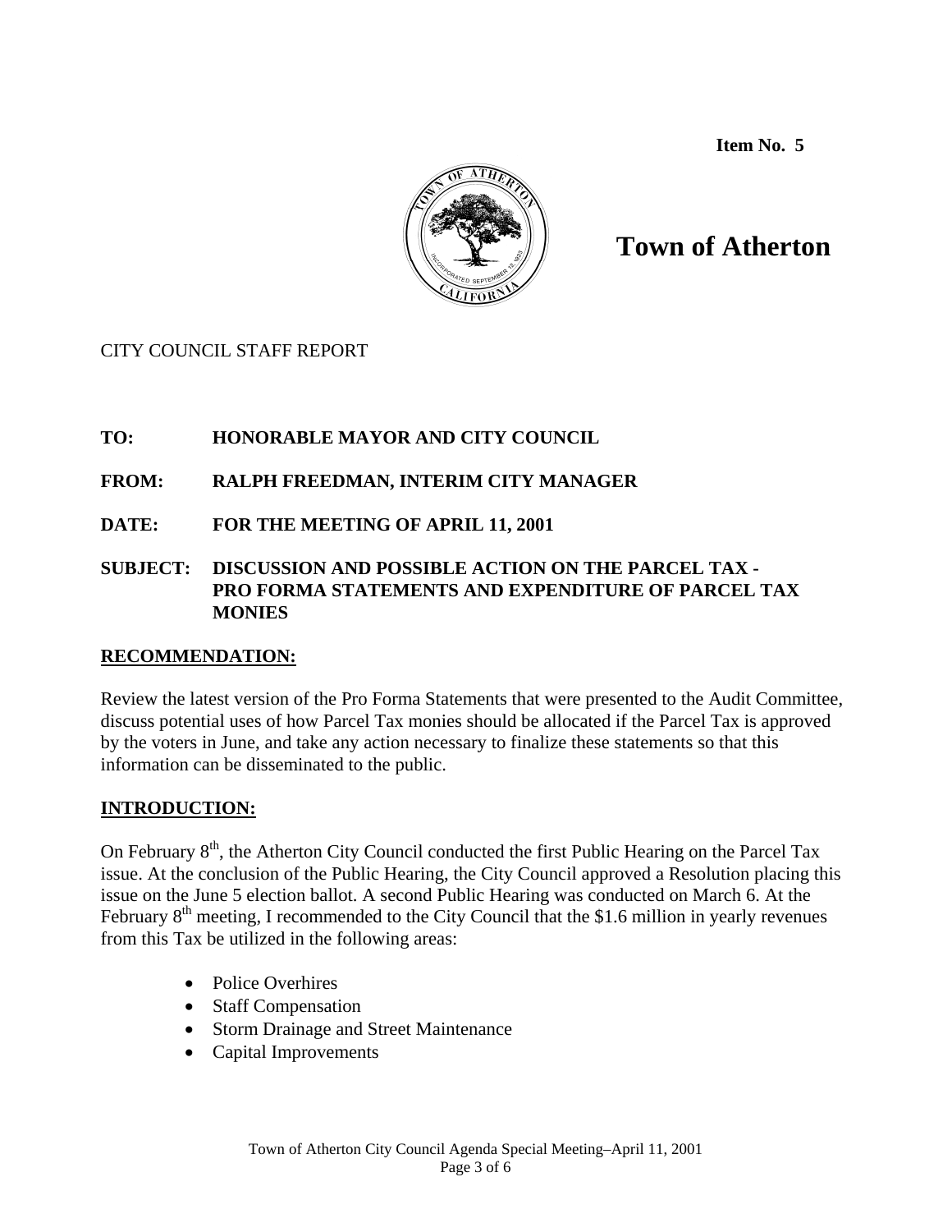**Item No. 5**

# Town of Atherton

CITY COUNCIL STAFF REPORT

**TO:** HONORABLE MAYOR AND CITY COUNCIL

**FROM:** RALPH FREEDMAN, INTERIM CITY MANAGER

**DATE:** FOR THE MEETING OF APRIL 11, 2001

**SUBJECT:** DISCUSSION AND POSSIBLE ACTION ON THE PARCEL TAX - PRO FORMA STATEMENTS AND EXPENDITURE OF PARCEL TAX MONIES

## RECOMMENDATION:

Review the latest version of the Pro Forma Statements that were presented to the Audit Committee, discuss potential uses of how Parcel Tax monies should be allocated if the Parcel Tax is approved by the voters in June, and take any action necessary to finalize these statements so that this information can be disseminated to the public.

## INTRODUCTION:

On February 8th, the Atherton City Council conducted the first Public Hearing on the Parcel Tax issue. At the conclusion of the Public Hearing, the City Council approved a Resolution placing this issue on the June 5 election ballot. A second Public Hearing was conducted on March 6. At the February 8th meeting, I recommended to the City Council that the $1.6 million in yearly revenues from this Tax be utilized in the following areas:

- Police Overhires
- Staff Compensation
- Storm Drainage and Street Maintenance
- Capital Improvements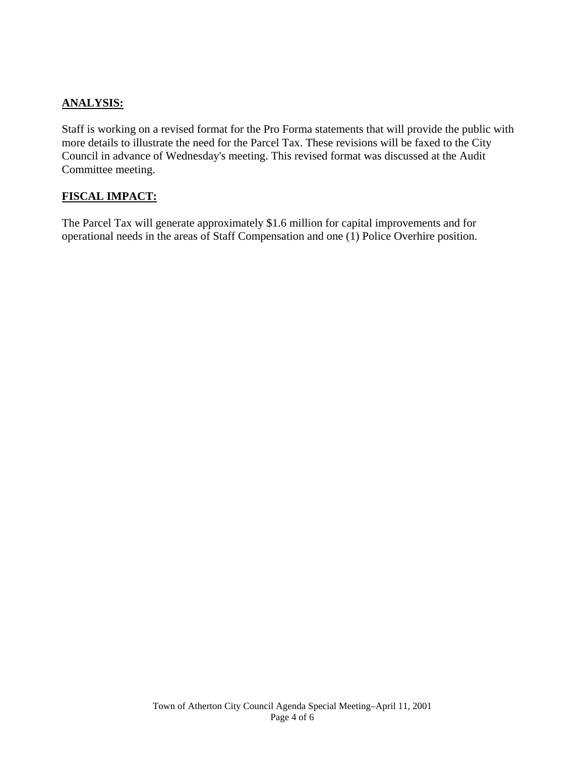**ANALYSIS:**

Staff is working on a revised format for the Pro Forma statements that will provide the public with more details to illustrate the need for the Parcel Tax. These revisions will be faxed to the City Council in advance of Wednesday's meeting. This revised format was discussed at the Audit Committee meeting.

**FISCAL IMPACT:**

The Parcel Tax will generate approximately $1.6 million for capital improvements and for operational needs in the areas of Staff Compensation and one (1) Police Overhire position.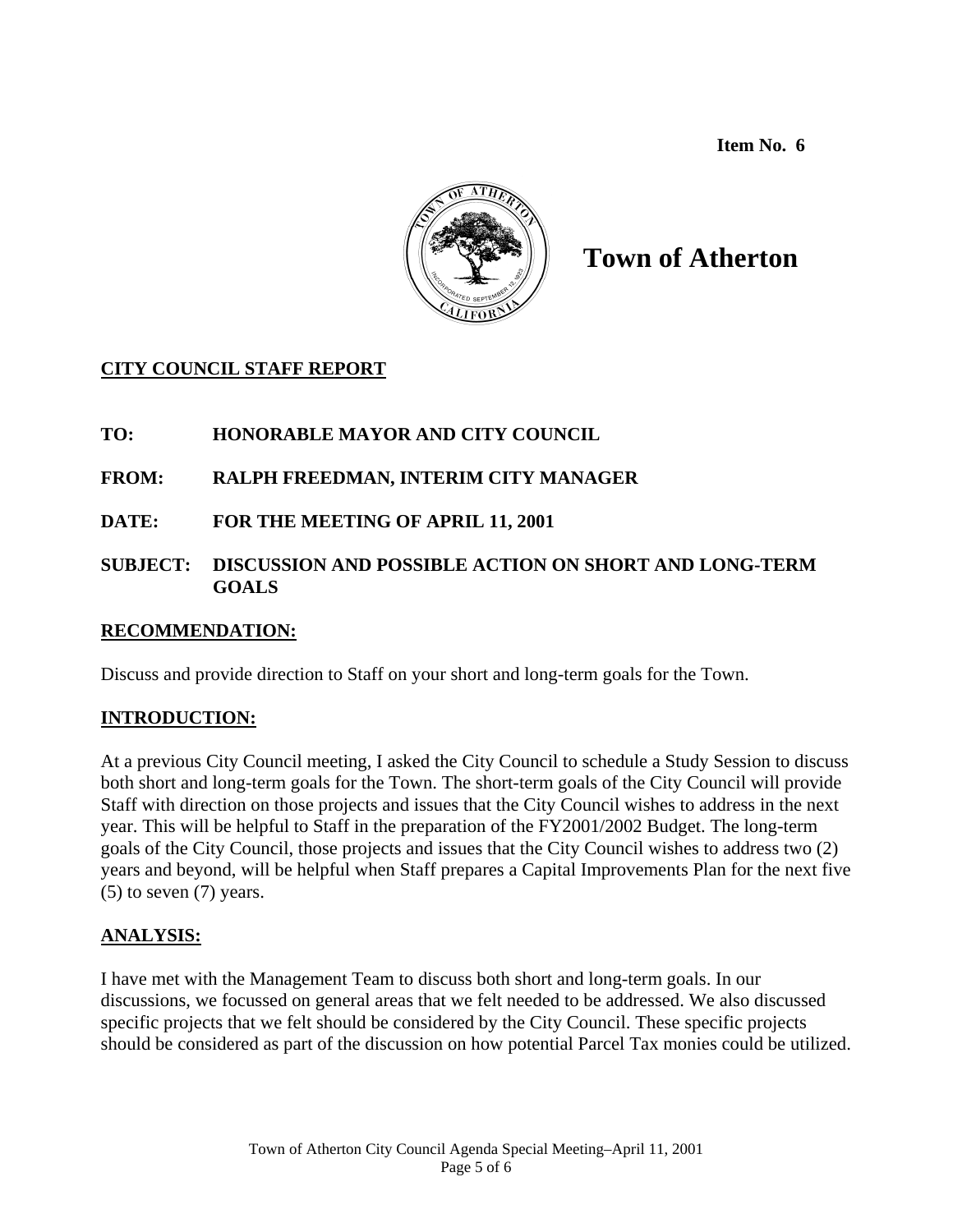**Item No. 6**

# Town of Atherton

## CITY COUNCIL STAFF REPORT

**TO:** HONORABLE MAYOR AND CITY COUNCIL

**FROM:** RALPH FREEDMAN, INTERIM CITY MANAGER

**DATE:** FOR THE MEETING OF APRIL 11, 2001

**SUBJECT:** DISCUSSION AND POSSIBLE ACTION ON SHORT AND LONG-TERM GOALS

### RECOMMENDATION:

Discuss and provide direction to Staff on your short and long-term goals for the Town.

### INTRODUCTION:

At a previous City Council meeting, I asked the City Council to schedule a Study Session to discuss both short and long-term goals for the Town. The short-term goals of the City Council will provide Staff with direction on those projects and issues that the City Council wishes to address in the next year. This will be helpful to Staff in the preparation of the FY2001/2002 Budget. The long-term goals of the City Council, those projects and issues that the City Council wishes to address two (2) years and beyond, will be helpful when Staff prepares a Capital Improvements Plan for the next five (5) to seven (7) years.

### ANALYSIS:

I have met with the Management Team to discuss both short and long-term goals. In our discussions, we focussed on general areas that we felt needed to be addressed. We also discussed specific projects that we felt should be considered by the City Council. These specific projects should be considered as part of the discussion on how potential Parcel Tax monies could be utilized.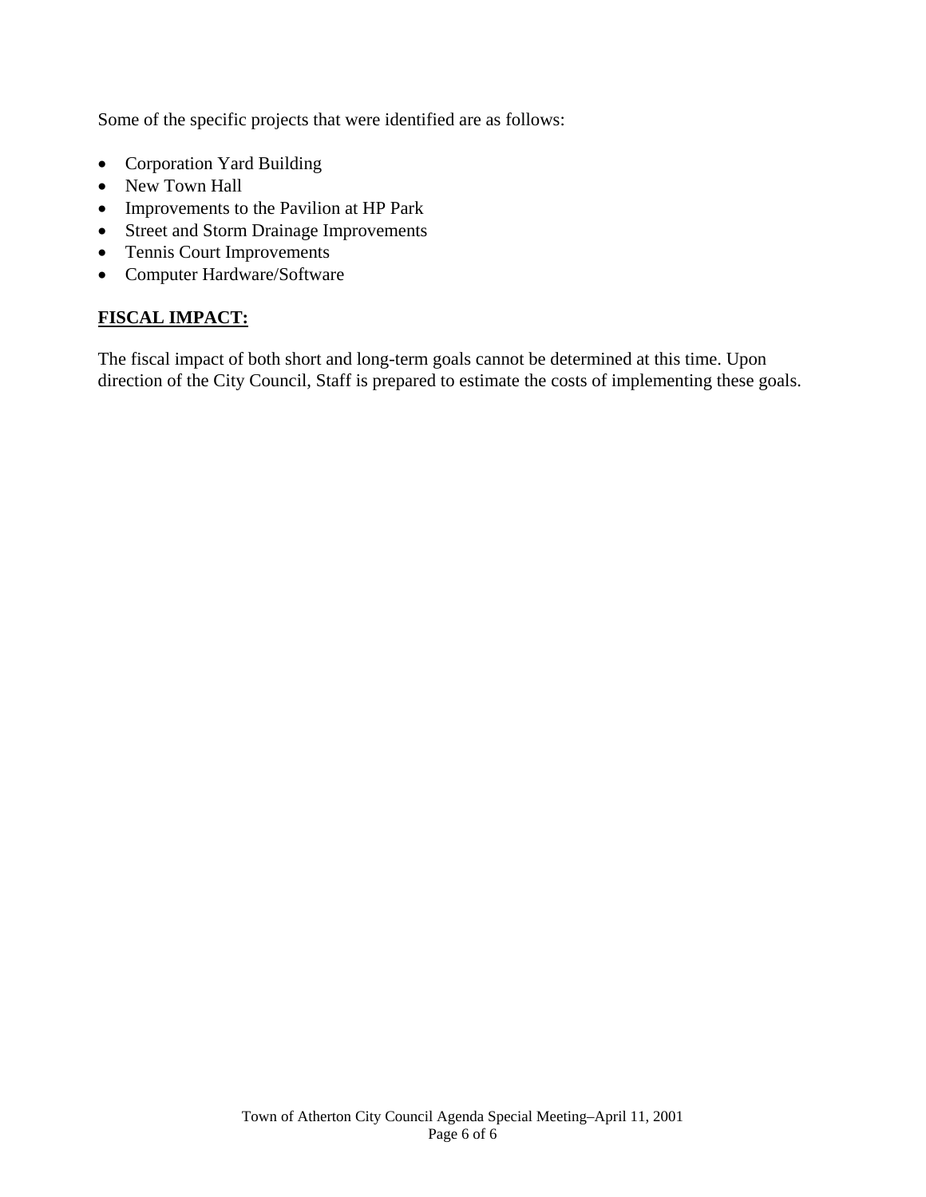Some of the specific projects that were identified are as follows:

- Corporation Yard Building
- New Town Hall
- Improvements to the Pavilion at HP Park
- Street and Storm Drainage Improvements
- Tennis Court Improvements
- Computer Hardware/Software

**FISCAL IMPACT:**

The fiscal impact of both short and long-term goals cannot be determined at this time. Upon direction of the City Council, Staff is prepared to estimate the costs of implementing these goals.